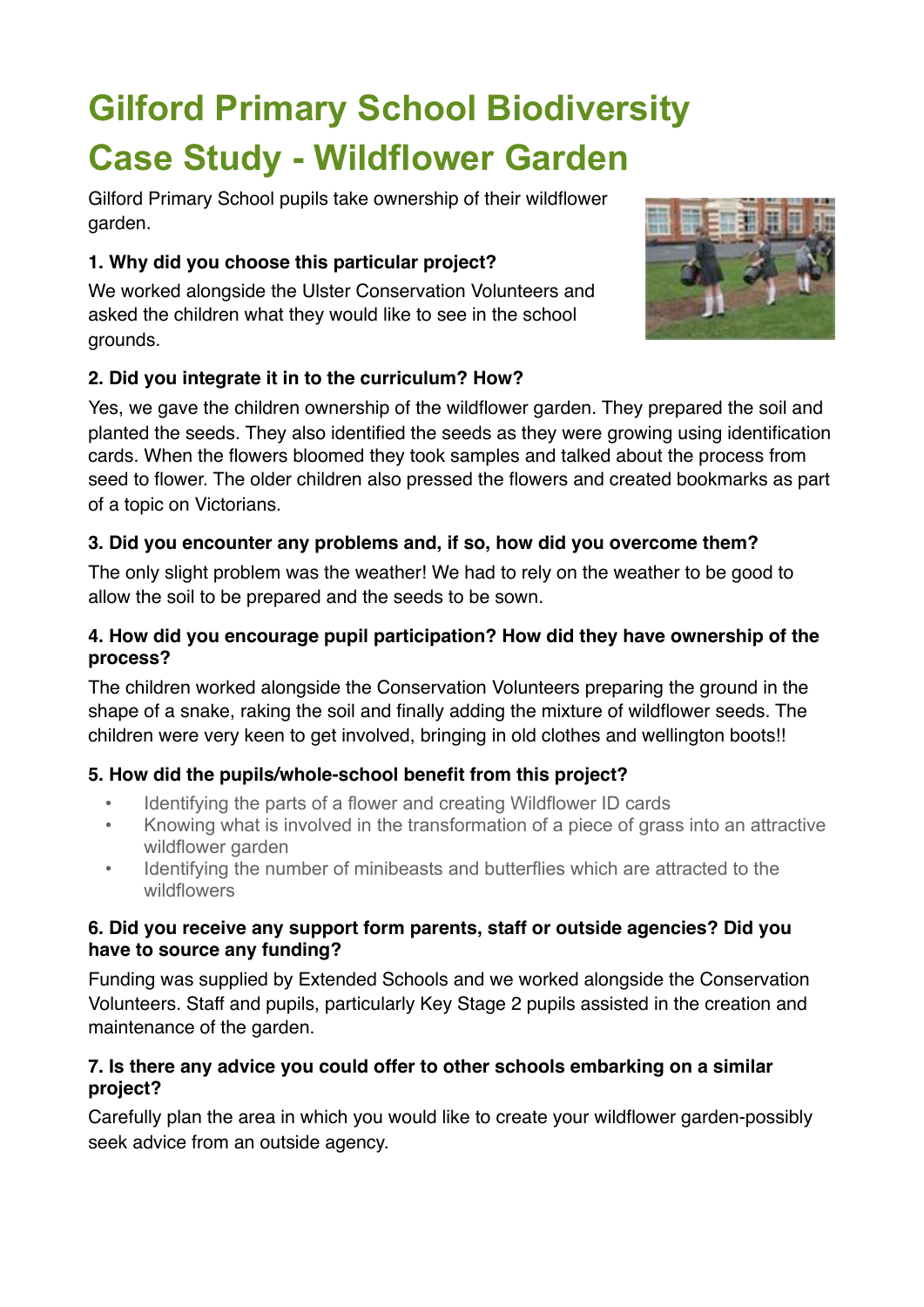# Gilford Primary School Biodiversity Case Study - Wildflower Garden

Gilford Primary School pupils take ownership of their wildflower garden.

**1. Why did you choose this particular project?**

We worked alongside the Ulster Conservation Volunteers and asked the children what they would like to see in the school grounds.

**2. Did you integrate it in to the curriculum? How?**

Yes, we gave the children ownership of the wildflower garden. They prepared the soil and planted the seeds. They also identified the seeds as they were growing using identification cards. When the flowers bloomed they took samples and talked about the process from seed to flower. The older children also pressed the flowers and created bookmarks as part of a topic on Victorians.

**3. Did you encounter any problems and, if so, how did you overcome them?**

The only slight problem was the weather! We had to rely on the weather to be good to allow the soil to be prepared and the seeds to be sown.

**4. How did you encourage pupil participation? How did they have ownership of the process?**

The children worked alongside the Conservation Volunteers preparing the ground in the shape of a snake, raking the soil and finally adding the mixture of wildflower seeds. The children were very keen to get involved, bringing in old clothes and wellington boots!!

**5. How did the pupils/whole-school benefit from this project?**

- Identifying the parts of a flower and creating Wildflower ID cards
- Knowing what is involved in the transformation of a piece of grass into an attractive wildflower garden
- Identifying the number of minibeasts and butterflies which are attracted to the wildflowers

**6. Did you receive any support form parents, staff or outside agencies? Did you have to source any funding?**

Funding was supplied by Extended Schools and we worked alongside the Conservation Volunteers. Staff and pupils, particularly Key Stage 2 pupils assisted in the creation and maintenance of the garden.

**7. Is there any advice you could offer to other schools embarking on a similar project?**

Carefully plan the area in which you would like to create your wildflower garden-possibly seek advice from an outside agency.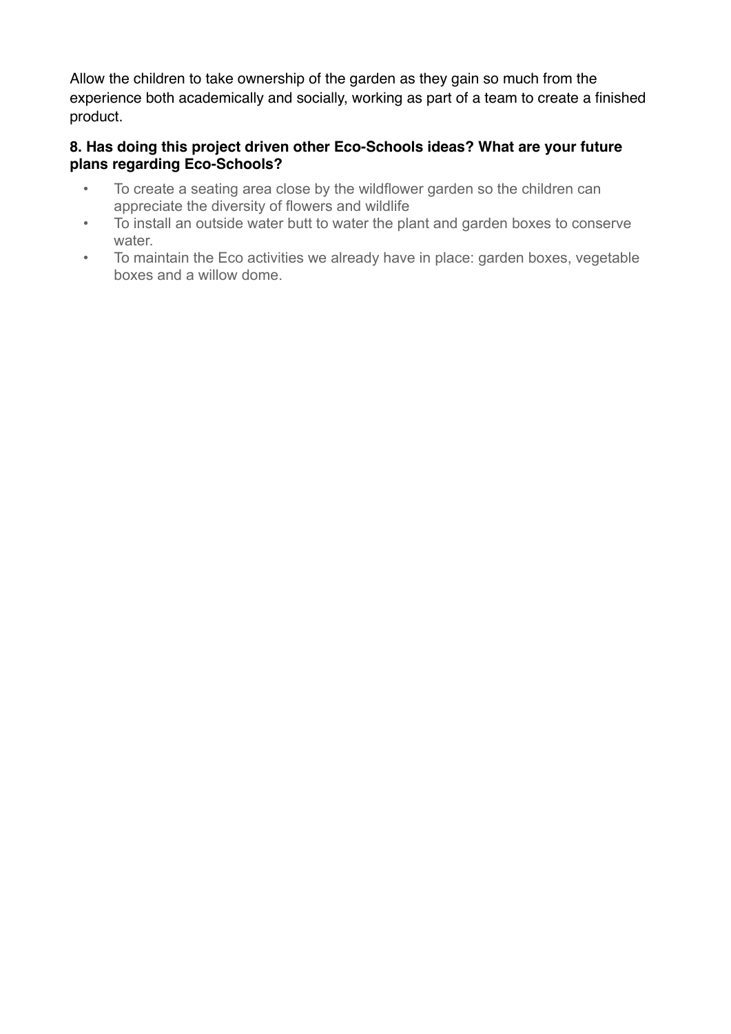Allow the children to take ownership of the garden as they gain so much from the experience both academically and socially, working as part of a team to create a finished product.

**8. Has doing this project driven other Eco-Schools ideas? What are your future plans regarding Eco-Schools?**

- To create a seating area close by the wildflower garden so the children can appreciate the diversity of flowers and wildlife
- To install an outside water butt to water the plant and garden boxes to conserve water.
- To maintain the Eco activities we already have in place: garden boxes, vegetable boxes and a willow dome.